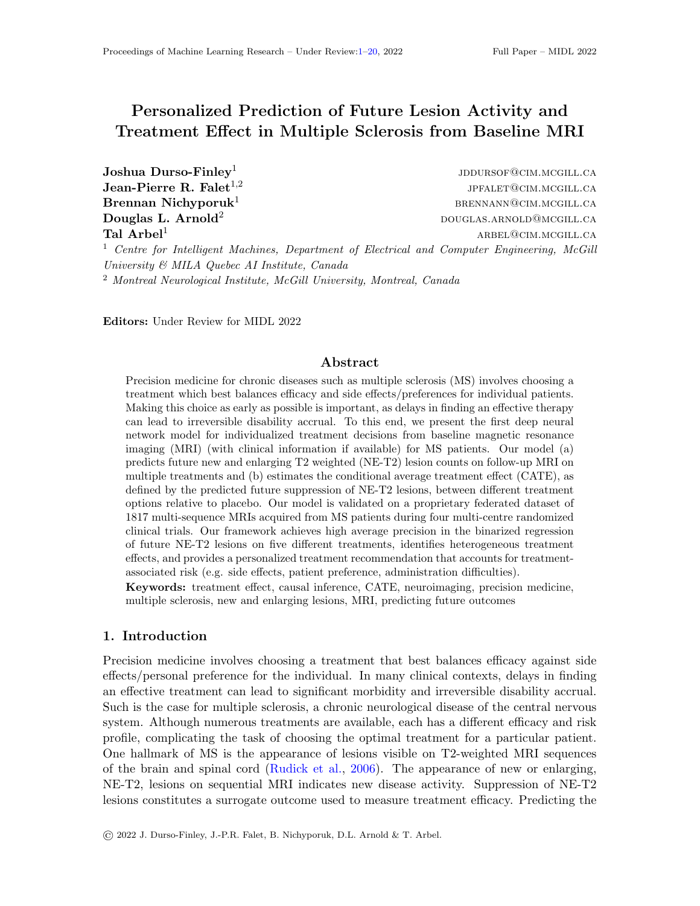# Personalized Prediction of Future Lesion Activity and Treatment Effect in Multiple Sclerosis from Baseline MRI

**Joshua Durso-Finley**[1] jddursof@cim.mcgill.ca
**Jean-Pierre R. Falet**[1,2] jpfalet@cim.mcgill.ca
**Brennan Nichyporuk**[1] brennann@cim.mcgill.ca
**Douglas L. Arnold**[2] douglas.arnold@mcgill.ca
**Tal Arbel**[1] arbel@cim.mcgill.ca

[1] *Centre for Intelligent Machines, Department of Electrical and Computer Engineering, McGill University & MILA Quebec AI Institute, Canada*
[2] *Montreal Neurological Institute, McGill University, Montreal, Canada*

**Editors:** Under Review for MIDL 2022

## Abstract

Precision medicine for chronic diseases such as multiple sclerosis (MS) involves choosing a treatment which best balances efficacy and side effects/preferences for individual patients. Making this choice as early as possible is important, as delays in finding an effective therapy can lead to irreversible disability accrual. To this end, we present the first deep neural network model for individualized treatment decisions from baseline magnetic resonance imaging (MRI) (with clinical information if available) for MS patients. Our model (a) predicts future new and enlarging T2 weighted (NE-T2) lesion counts on follow-up MRI on multiple treatments and (b) estimates the conditional average treatment effect (CATE), as defined by the predicted future suppression of NE-T2 lesions, between different treatment options relative to placebo. Our model is validated on a proprietary federated dataset of 1817 multi-sequence MRIs acquired from MS patients during four multi-centre randomized clinical trials. Our framework achieves high average precision in the binarized regression of future NE-T2 lesions on five different treatments, identifies heterogeneous treatment effects, and provides a personalized treatment recommendation that accounts for treatment-associated risk (e.g. side effects, patient preference, administration difficulties).

**Keywords:** treatment effect, causal inference, CATE, neuroimaging, precision medicine, multiple sclerosis, new and enlarging lesions, MRI, predicting future outcomes

## 1. Introduction

Precision medicine involves choosing a treatment that best balances efficacy against side effects/personal preference for the individual. In many clinical contexts, delays in finding an effective treatment can lead to significant morbidity and irreversible disability accrual. Such is the case for multiple sclerosis, a chronic neurological disease of the central nervous system. Although numerous treatments are available, each has a different efficacy and risk profile, complicating the task of choosing the optimal treatment for a particular patient. One hallmark of MS is the appearance of lesions visible on T2-weighted MRI sequences of the brain and spinal cord (Rudick et al., 2006). The appearance of new or enlarging, NE-T2, lesions on sequential MRI indicates new disease activity. Suppression of NE-T2 lesions constitutes a surrogate outcome used to measure treatment efficacy. Predicting the

© 2022 J. Durso-Finley, J.-P.R. Falet, B. Nichyporuk, D.L. Arnold & T. Arbel.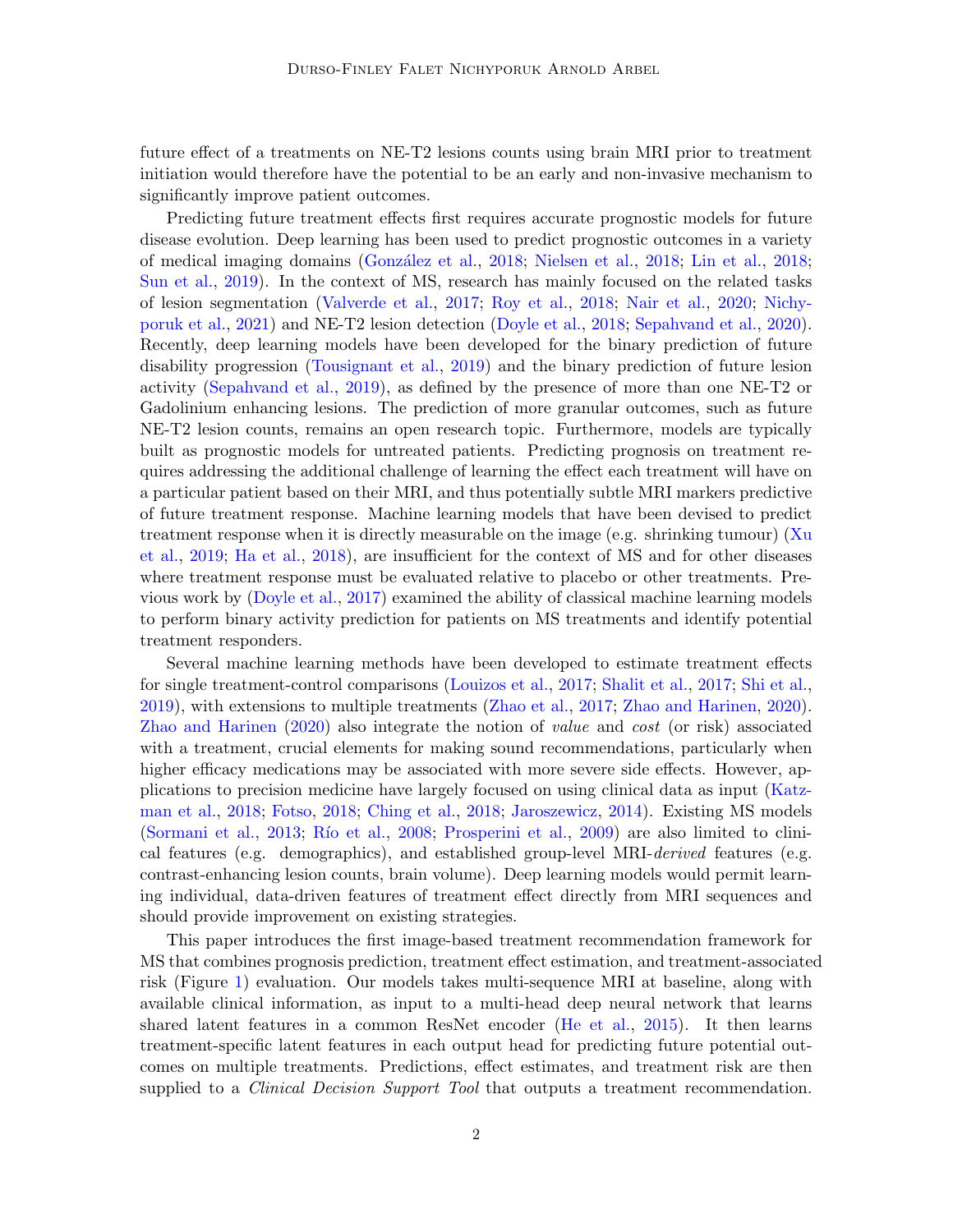future effect of a treatments on NE-T2 lesions counts using brain MRI prior to treatment initiation would therefore have the potential to be an early and non-invasive mechanism to significantly improve patient outcomes.

Predicting future treatment effects first requires accurate prognostic models for future disease evolution. Deep learning has been used to predict prognostic outcomes in a variety of medical imaging domains (González et al., 2018; Nielsen et al., 2018; Lin et al., 2018; Sun et al., 2019). In the context of MS, research has mainly focused on the related tasks of lesion segmentation (Valverde et al., 2017; Roy et al., 2018; Nair et al., 2020; Nichyporuk et al., 2021) and NE-T2 lesion detection (Doyle et al., 2018; Sepahvand et al., 2020). Recently, deep learning models have been developed for the binary prediction of future disability progression (Tousignant et al., 2019) and the binary prediction of future lesion activity (Sepahvand et al., 2019), as defined by the presence of more than one NE-T2 or Gadolinium enhancing lesions. The prediction of more granular outcomes, such as future NE-T2 lesion counts, remains an open research topic. Furthermore, models are typically built as prognostic models for untreated patients. Predicting prognosis on treatment requires addressing the additional challenge of learning the effect each treatment will have on a particular patient based on their MRI, and thus potentially subtle MRI markers predictive of future treatment response. Machine learning models that have been devised to predict treatment response when it is directly measurable on the image (e.g. shrinking tumour) (Xu et al., 2019; Ha et al., 2018), are insufficient for the context of MS and for other diseases where treatment response must be evaluated relative to placebo or other treatments. Previous work by (Doyle et al., 2017) examined the ability of classical machine learning models to perform binary activity prediction for patients on MS treatments and identify potential treatment responders.

Several machine learning methods have been developed to estimate treatment effects for single treatment-control comparisons (Louizos et al., 2017; Shalit et al., 2017; Shi et al., 2019), with extensions to multiple treatments (Zhao et al., 2017; Zhao and Harinen, 2020). Zhao and Harinen (2020) also integrate the notion of *value* and *cost* (or risk) associated with a treatment, crucial elements for making sound recommendations, particularly when higher efficacy medications may be associated with more severe side effects. However, applications to precision medicine have largely focused on using clinical data as input (Katzman et al., 2018; Fotso, 2018; Ching et al., 2018; Jaroszewicz, 2014). Existing MS models (Sormani et al., 2013; Río et al., 2008; Prosperini et al., 2009) are also limited to clinical features (e.g. demographics), and established group-level MRI-*derived* features (e.g. contrast-enhancing lesion counts, brain volume). Deep learning models would permit learning individual, data-driven features of treatment effect directly from MRI sequences and should provide improvement on existing strategies.

This paper introduces the first image-based treatment recommendation framework for MS that combines prognosis prediction, treatment effect estimation, and treatment-associated risk (Figure 1) evaluation. Our models takes multi-sequence MRI at baseline, along with available clinical information, as input to a multi-head deep neural network that learns shared latent features in a common ResNet encoder (He et al., 2015). It then learns treatment-specific latent features in each output head for predicting future potential outcomes on multiple treatments. Predictions, effect estimates, and treatment risk are then supplied to a *Clinical Decision Support Tool* that outputs a treatment recommendation.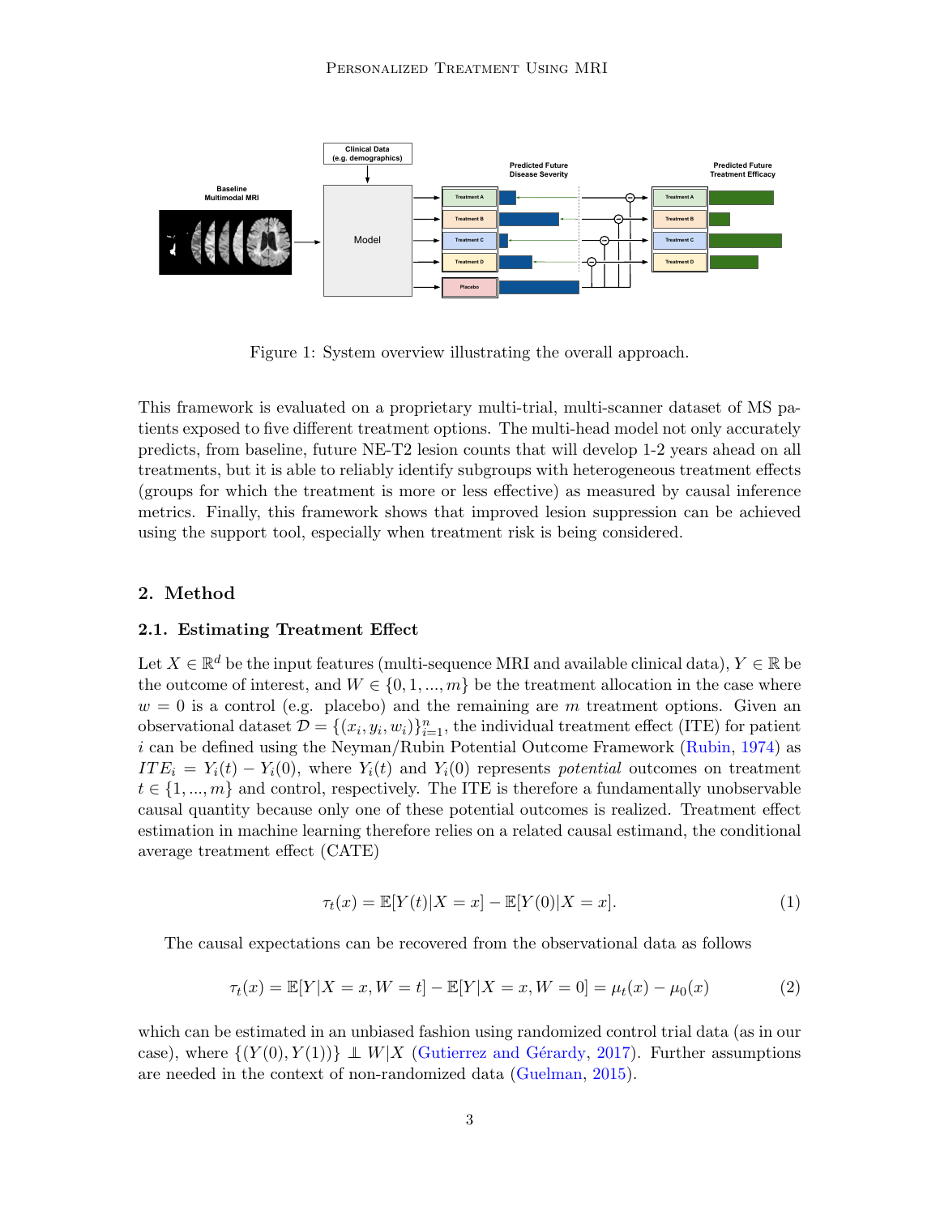Figure 1: System overview illustrating the overall approach.

This framework is evaluated on a proprietary multi-trial, multi-scanner dataset of MS patients exposed to five different treatment options. The multi-head model not only accurately predicts, from baseline, future NE-T2 lesion counts that will develop 1-2 years ahead on all treatments, but it is able to reliably identify subgroups with heterogeneous treatment effects (groups for which the treatment is more or less effective) as measured by causal inference metrics. Finally, this framework shows that improved lesion suppression can be achieved using the support tool, especially when treatment risk is being considered.

## 2. Method

### 2.1. Estimating Treatment Effect

Let $X \in \mathbb{R}^d$ be the input features (multi-sequence MRI and available clinical data), $Y \in \mathbb{R}$ be the outcome of interest, and $W \in \{0, 1, ..., m\}$ be the treatment allocation in the case where $w = 0$ is a control (e.g. placebo) and the remaining are $m$ treatment options. Given an observational dataset $\mathcal{D} = \{(x_i, y_i, w_i)\}_{i=1}^{n}$, the individual treatment effect (ITE) for patient $i$ can be defined using the Neyman/Rubin Potential Outcome Framework (Rubin, 1974) as $ITE_i = Y_i(t) - Y_i(0)$, where $Y_i(t)$ and $Y_i(0)$ represents *potential* outcomes on treatment $t \in \{1, ..., m\}$ and control, respectively. The ITE is therefore a fundamentally unobservable causal quantity because only one of these potential outcomes is realized. Treatment effect estimation in machine learning therefore relies on a related causal estimand, the conditional average treatment effect (CATE)

$$\tau_t(x) = \mathbb{E}[Y(t)|X = x] - \mathbb{E}[Y(0)|X = x]. \tag{1}$$

The causal expectations can be recovered from the observational data as follows

$$\tau_t(x) = \mathbb{E}[Y|X = x, W = t] - \mathbb{E}[Y|X = x, W = 0] = \mu_t(x) - \mu_0(x) \tag{2}$$

which can be estimated in an unbiased fashion using randomized control trial data (as in our case), where $\{(Y(0), Y(1))\} \perp\!\!\!\perp W|X$ (Gutierrez and Gérardy, 2017). Further assumptions are needed in the context of non-randomized data (Guelman, 2015).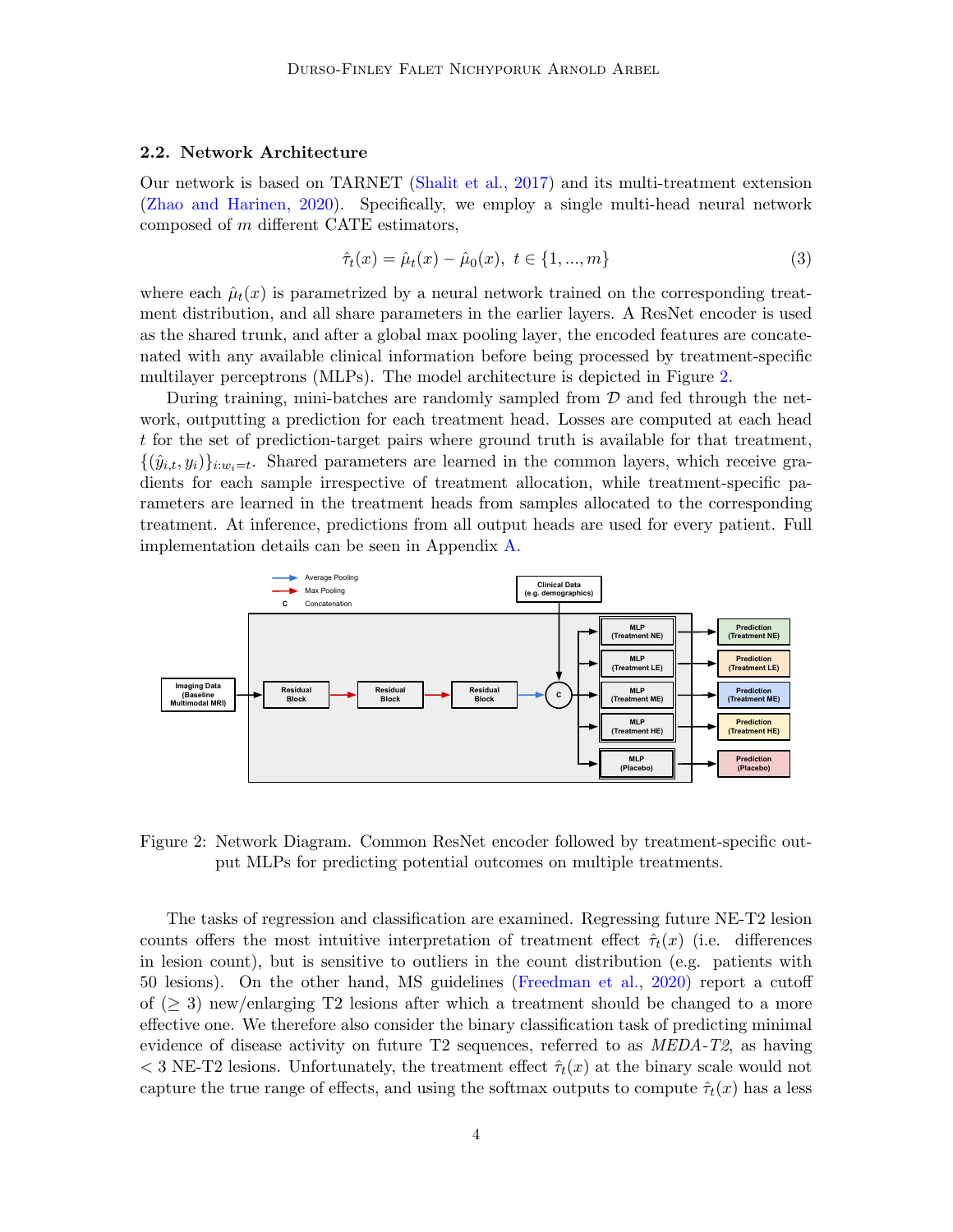### 2.2. Network Architecture

Our network is based on TARNET (Shalit et al., 2017) and its multi-treatment extension (Zhao and Harinen, 2020). Specifically, we employ a single multi-head neural network composed of $m$ different CATE estimators,

$$\hat{\tau}_t(x) = \hat{\mu}_t(x) - \hat{\mu}_0(x), \ t \in \{1, ..., m\} \tag{3}$$

where each $\hat{\mu}_t(x)$ is parametrized by a neural network trained on the corresponding treatment distribution, and all share parameters in the earlier layers. A ResNet encoder is used as the shared trunk, and after a global max pooling layer, the encoded features are concatenated with any available clinical information before being processed by treatment-specific multilayer perceptrons (MLPs). The model architecture is depicted in Figure 2.

During training, mini-batches are randomly sampled from $\mathcal{D}$ and fed through the network, outputting a prediction for each treatment head. Losses are computed at each head $t$ for the set of prediction-target pairs where ground truth is available for that treatment, $\{(\hat{y}_{i,t}, y_i)\}_{i:w_i=t}$. Shared parameters are learned in the common layers, which receive gradients for each sample irrespective of treatment allocation, while treatment-specific parameters are learned in the treatment heads from samples allocated to the corresponding treatment. At inference, predictions from all output heads are used for every patient. Full implementation details can be seen in Appendix A.

Figure 2: Network Diagram. Common ResNet encoder followed by treatment-specific output MLPs for predicting potential outcomes on multiple treatments.

The tasks of regression and classification are examined. Regressing future NE-T2 lesion counts offers the most intuitive interpretation of treatment effect $\hat{\tau}_t(x)$ (i.e. differences in lesion count), but is sensitive to outliers in the count distribution (e.g. patients with 50 lesions). On the other hand, MS guidelines (Freedman et al., 2020) report a cutoff of ($\geq 3$) new/enlarging T2 lesions after which a treatment should be changed to a more effective one. We therefore also consider the binary classification task of predicting minimal evidence of disease activity on future T2 sequences, referred to as *MEDA-T2*, as having $< 3$ NE-T2 lesions. Unfortunately, the treatment effect $\hat{\tau}_t(x)$ at the binary scale would not capture the true range of effects, and using the softmax outputs to compute $\hat{\tau}_t(x)$ has a less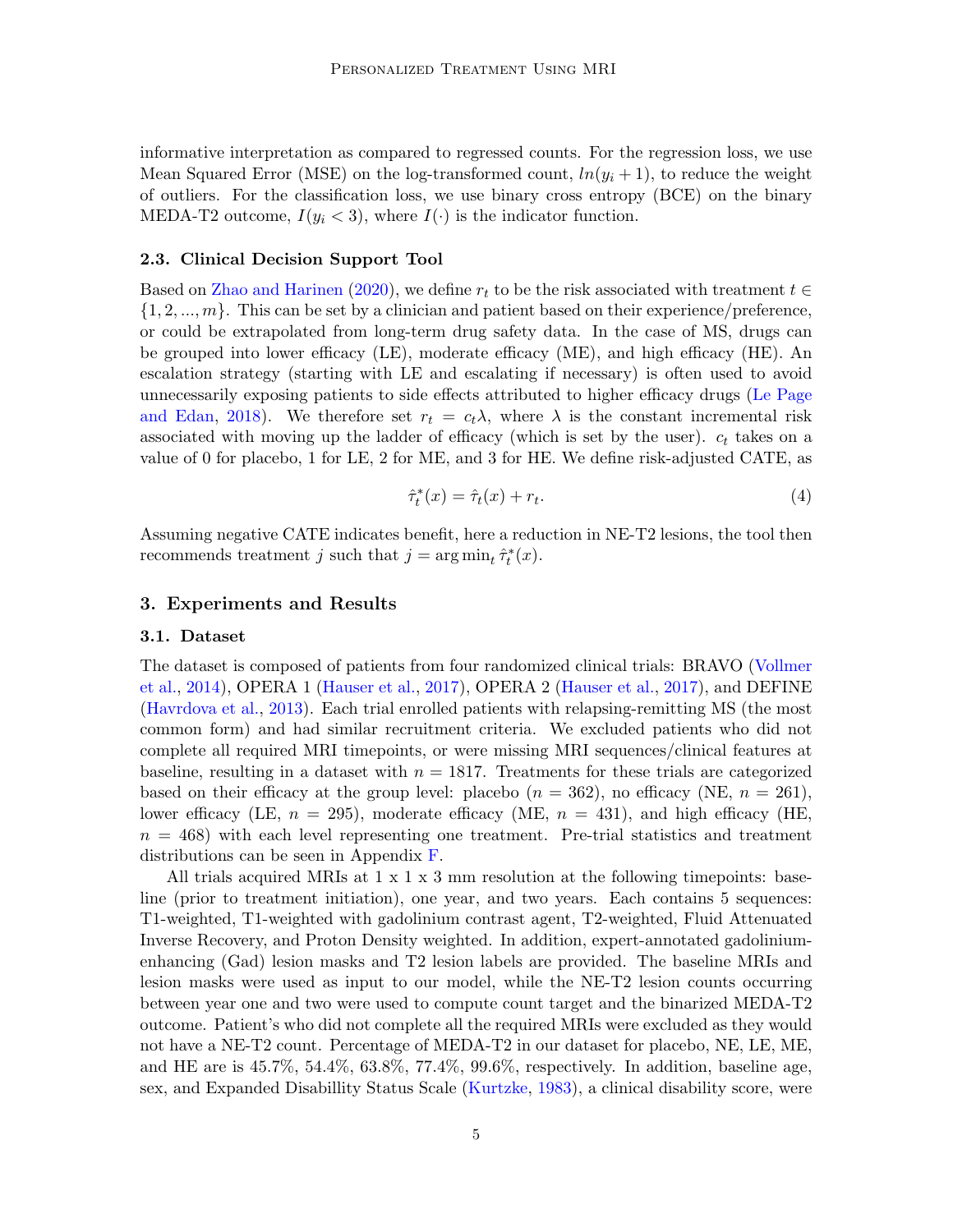informative interpretation as compared to regressed counts. For the regression loss, we use Mean Squared Error (MSE) on the log-transformed count, $ln(y_i + 1)$, to reduce the weight of outliers. For the classification loss, we use binary cross entropy (BCE) on the binary MEDA-T2 outcome, $I(y_i < 3)$, where $I(\cdot)$ is the indicator function.

### 2.3. Clinical Decision Support Tool

Based on Zhao and Harinen (2020), we define $r_t$ to be the risk associated with treatment $t \in \{1, 2, ..., m\}$. This can be set by a clinician and patient based on their experience/preference, or could be extrapolated from long-term drug safety data. In the case of MS, drugs can be grouped into lower efficacy (LE), moderate efficacy (ME), and high efficacy (HE). An escalation strategy (starting with LE and escalating if necessary) is often used to avoid unnecessarily exposing patients to side effects attributed to higher efficacy drugs (Le Page and Edan, 2018). We therefore set $r_t = c_t\lambda$, where $\lambda$ is the constant incremental risk associated with moving up the ladder of efficacy (which is set by the user). $c_t$ takes on a value of 0 for placebo, 1 for LE, 2 for ME, and 3 for HE. We define risk-adjusted CATE, as

$$\hat{\tau}_t^*(x) = \hat{\tau}_t(x) + r_t. \tag{4}$$

Assuming negative CATE indicates benefit, here a reduction in NE-T2 lesions, the tool then recommends treatment $j$ such that $j = \arg\min_t \hat{\tau}_t^*(x)$.

## 3. Experiments and Results

### 3.1. Dataset

The dataset is composed of patients from four randomized clinical trials: BRAVO (Vollmer et al., 2014), OPERA 1 (Hauser et al., 2017), OPERA 2 (Hauser et al., 2017), and DEFINE (Havrdova et al., 2013). Each trial enrolled patients with relapsing-remitting MS (the most common form) and had similar recruitment criteria. We excluded patients who did not complete all required MRI timepoints, or were missing MRI sequences/clinical features at baseline, resulting in a dataset with $n = 1817$. Treatments for these trials are categorized based on their efficacy at the group level: placebo ($n = 362$), no efficacy (NE, $n = 261$), lower efficacy (LE, $n = 295$), moderate efficacy (ME, $n = 431$), and high efficacy (HE, $n = 468$) with each level representing one treatment. Pre-trial statistics and treatment distributions can be seen in Appendix F.

All trials acquired MRIs at 1 x 1 x 3 mm resolution at the following timepoints: baseline (prior to treatment initiation), one year, and two years. Each contains 5 sequences: T1-weighted, T1-weighted with gadolinium contrast agent, T2-weighted, Fluid Attenuated Inverse Recovery, and Proton Density weighted. In addition, expert-annotated gadolinium-enhancing (Gad) lesion masks and T2 lesion labels are provided. The baseline MRIs and lesion masks were used as input to our model, while the NE-T2 lesion counts occurring between year one and two were used to compute count target and the binarized MEDA-T2 outcome. Patient's who did not complete all the required MRIs were excluded as they would not have a NE-T2 count. Percentage of MEDA-T2 in our dataset for placebo, NE, LE, ME, and HE are is 45.7%, 54.4%, 63.8%, 77.4%, 99.6%, respectively. In addition, baseline age, sex, and Expanded Disabillity Status Scale (Kurtzke, 1983), a clinical disability score, were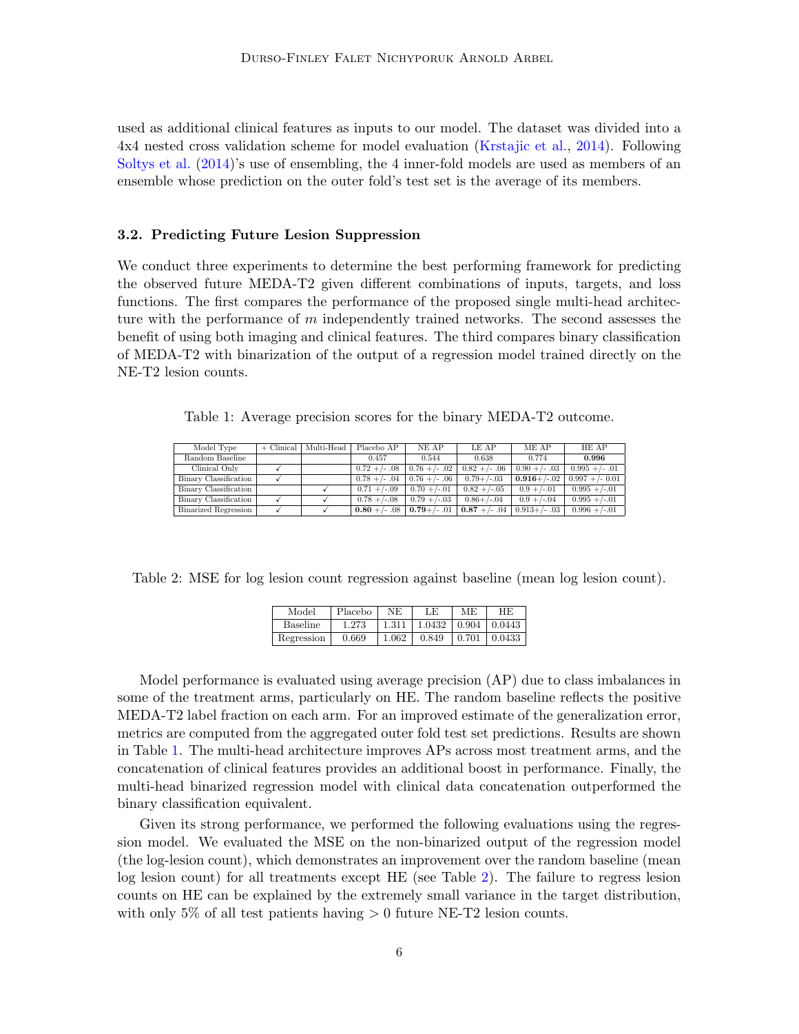used as additional clinical features as inputs to our model. The dataset was divided into a 4x4 nested cross validation scheme for model evaluation (Krstajic et al., 2014). Following Soltys et al. (2014)'s use of ensembling, the 4 inner-fold models are used as members of an ensemble whose prediction on the outer fold's test set is the average of its members.

### 3.2. Predicting Future Lesion Suppression

We conduct three experiments to determine the best performing framework for predicting the observed future MEDA-T2 given different combinations of inputs, targets, and loss functions. The first compares the performance of the proposed single multi-head architecture with the performance of $m$ independently trained networks. The second assesses the benefit of using both imaging and clinical features. The third compares binary classification of MEDA-T2 with binarization of the output of a regression model trained directly on the NE-T2 lesion counts.

Table 1: Average precision scores for the binary MEDA-T2 outcome.

| Model Type | + Clinical | Multi-Head | Placebo AP | NE AP | LE AP | ME AP | HE AP |
|---|---|---|---|---|---|---|---|
| Random Baseline | | | 0.457 | 0.544 | 0.638 | 0.774 | **0.996** |
| Clinical Only | ✓ | | 0.72 +/- .08 | 0.76 +/- .02 | 0.82 +/- .06 | 0.90 +/- .03 | 0.995 +/- .01 |
| Binary Classification | ✓ | | 0.78 +/- .04 | 0.76 +/- .06 | 0.79+/-.03 | **0.916**+/-.02 | 0.997 +/- 0.01 |
| Binary Classification | | ✓ | 0.71 +/-.09 | 0.70 +/-.01 | 0.82 +/-.05 | 0.9 +/-.01 | 0.995 +/-.01 |
| Binary Classification | ✓ | ✓ | 0.78 +/-.08 | 0.79 +/-.03 | 0.86+/-.04 | 0.9 +/-.04 | 0.995 +/-.01 |
| Binarized Regression | ✓ | ✓ | **0.80** +/- .08 | **0.79**+/- .01 | **0.87** +/- .04 | 0.913+/- .03 | 0.996 +/-.01 |

Table 2: MSE for log lesion count regression against baseline (mean log lesion count).

| Model | Placebo | NE | LE | ME | HE |
|---|---|---|---|---|---|
| Baseline | 1.273 | 1.311 | 1.0432 | 0.904 | 0.0443 |
| Regression | 0.669 | 1.062 | 0.849 | 0.701 | 0.0433 |

Model performance is evaluated using average precision (AP) due to class imbalances in some of the treatment arms, particularly on HE. The random baseline reflects the positive MEDA-T2 label fraction on each arm. For an improved estimate of the generalization error, metrics are computed from the aggregated outer fold test set predictions. Results are shown in Table 1. The multi-head architecture improves APs across most treatment arms, and the concatenation of clinical features provides an additional boost in performance. Finally, the multi-head binarized regression model with clinical data concatenation outperformed the binary classification equivalent.

Given its strong performance, we performed the following evaluations using the regression model. We evaluated the MSE on the non-binarized output of the regression model (the log-lesion count), which demonstrates an improvement over the random baseline (mean log lesion count) for all treatments except HE (see Table 2). The failure to regress lesion counts on HE can be explained by the extremely small variance in the target distribution, with only 5% of all test patients having $> 0$ future NE-T2 lesion counts.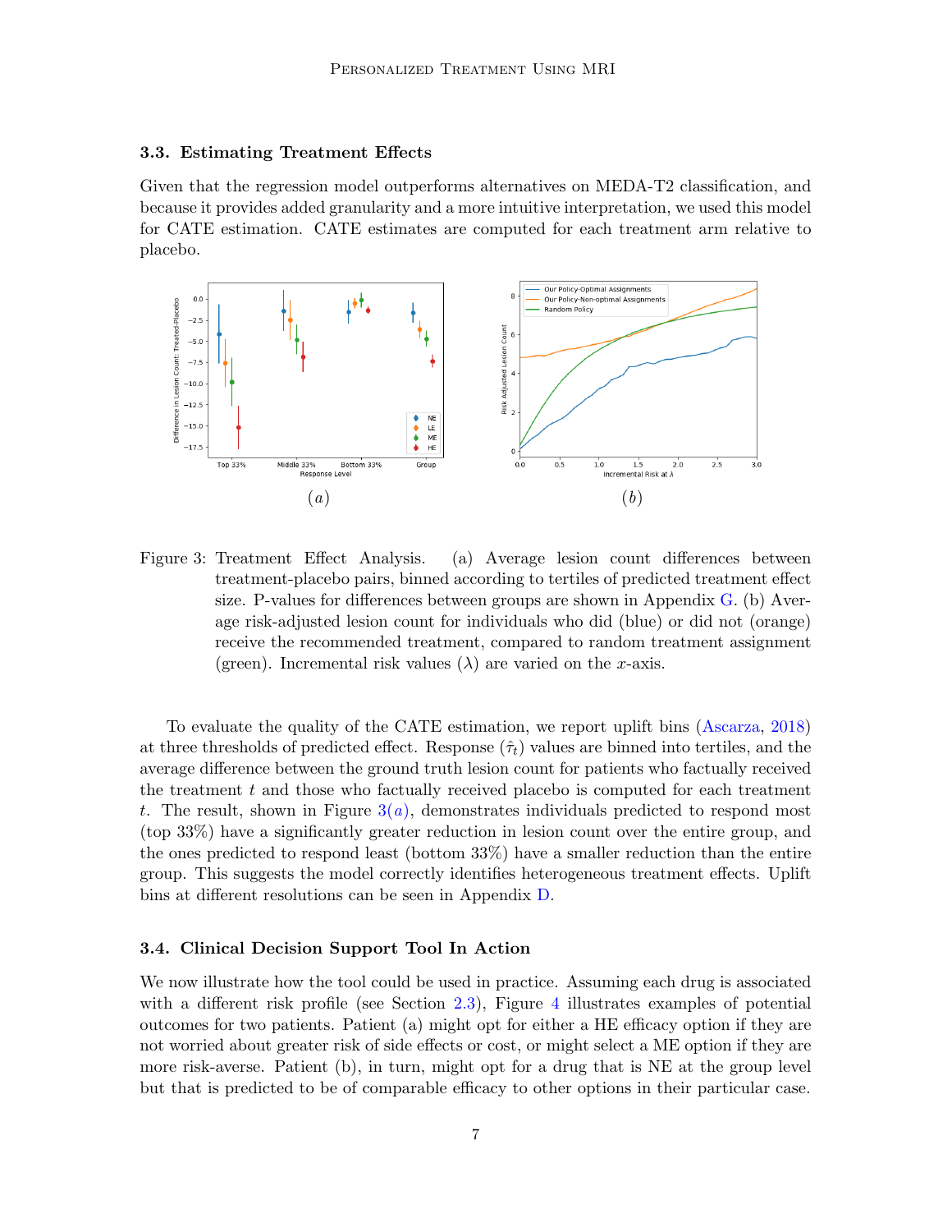### 3.3. Estimating Treatment Effects

Given that the regression model outperforms alternatives on MEDA-T2 classification, and because it provides added granularity and a more intuitive interpretation, we used this model for CATE estimation. CATE estimates are computed for each treatment arm relative to placebo.

Figure 3: Treatment Effect Analysis. (a) Average lesion count differences between treatment-placebo pairs, binned according to tertiles of predicted treatment effect size. P-values for differences between groups are shown in Appendix G. (b) Average risk-adjusted lesion count for individuals who did (blue) or did not (orange) receive the recommended treatment, compared to random treatment assignment (green). Incremental risk values ($\lambda$) are varied on the $x$-axis.

To evaluate the quality of the CATE estimation, we report uplift bins (Ascarza, 2018) at three thresholds of predicted effect. Response ($\hat{\tau}_t$) values are binned into tertiles, and the average difference between the ground truth lesion count for patients who factually received the treatment $t$ and those who factually received placebo is computed for each treatment $t$. The result, shown in Figure 3($a$), demonstrates individuals predicted to respond most (top 33%) have a significantly greater reduction in lesion count over the entire group, and the ones predicted to respond least (bottom 33%) have a smaller reduction than the entire group. This suggests the model correctly identifies heterogeneous treatment effects. Uplift bins at different resolutions can be seen in Appendix D.

### 3.4. Clinical Decision Support Tool In Action

We now illustrate how the tool could be used in practice. Assuming each drug is associated with a different risk profile (see Section 2.3), Figure 4 illustrates examples of potential outcomes for two patients. Patient (a) might opt for either a HE efficacy option if they are not worried about greater risk of side effects or cost, or might select a ME option if they are more risk-averse. Patient (b), in turn, might opt for a drug that is NE at the group level but that is predicted to be of comparable efficacy to other options in their particular case.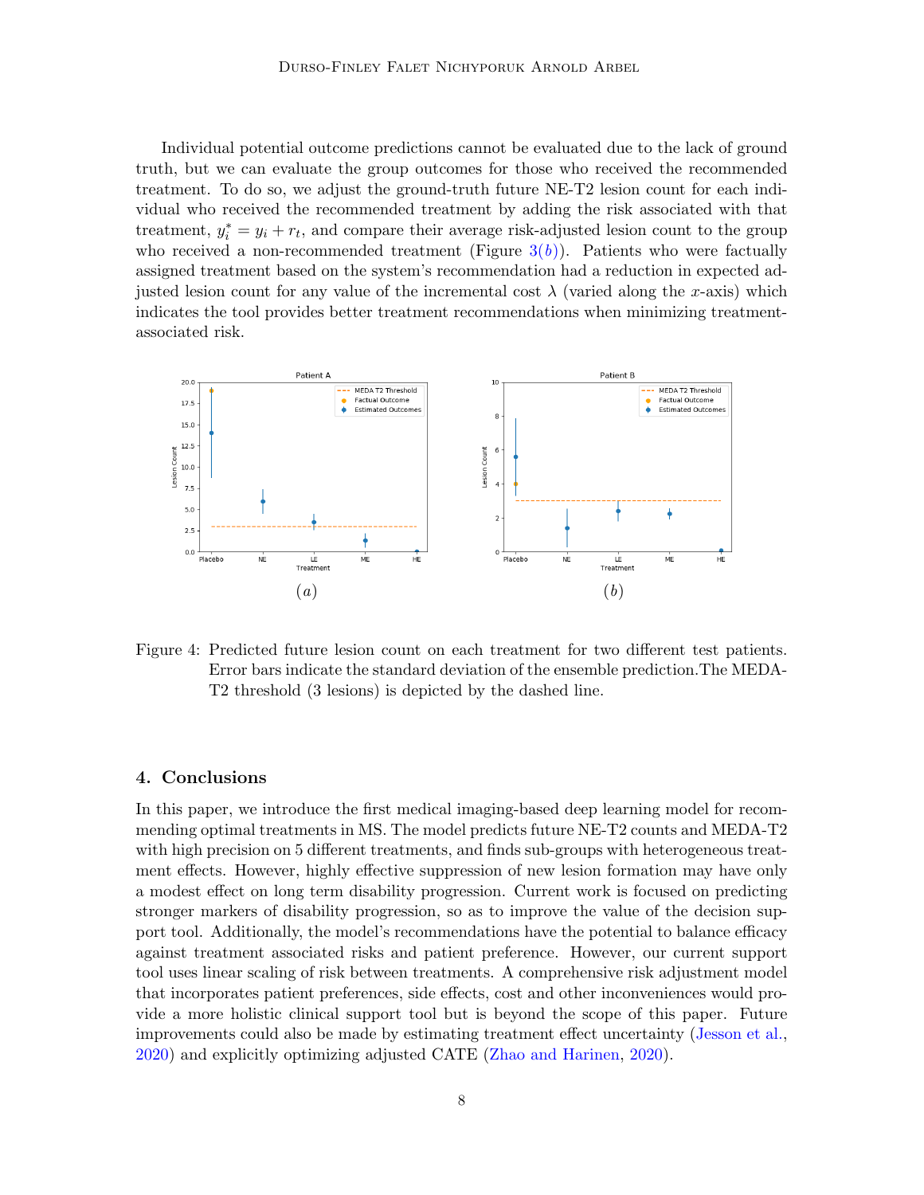Individual potential outcome predictions cannot be evaluated due to the lack of ground truth, but we can evaluate the group outcomes for those who received the recommended treatment. To do so, we adjust the ground-truth future NE-T2 lesion count for each individual who received the recommended treatment by adding the risk associated with that treatment, $y_i^* = y_i + r_t$, and compare their average risk-adjusted lesion count to the group who received a non-recommended treatment (Figure 3($b$)). Patients who were factually assigned treatment based on the system's recommendation had a reduction in expected adjusted lesion count for any value of the incremental cost $\lambda$ (varied along the $x$-axis) which indicates the tool provides better treatment recommendations when minimizing treatment-associated risk.

($a$) ($b$)

Figure 4: Predicted future lesion count on each treatment for two different test patients. Error bars indicate the standard deviation of the ensemble prediction.The MEDA-T2 threshold (3 lesions) is depicted by the dashed line.

## 4. Conclusions

In this paper, we introduce the first medical imaging-based deep learning model for recommending optimal treatments in MS. The model predicts future NE-T2 counts and MEDA-T2 with high precision on 5 different treatments, and finds sub-groups with heterogeneous treatment effects. However, highly effective suppression of new lesion formation may have only a modest effect on long term disability progression. Current work is focused on predicting stronger markers of disability progression, so as to improve the value of the decision support tool. Additionally, the model's recommendations have the potential to balance efficacy against treatment associated risks and patient preference. However, our current support tool uses linear scaling of risk between treatments. A comprehensive risk adjustment model that incorporates patient preferences, side effects, cost and other inconveniences would provide a more holistic clinical support tool but is beyond the scope of this paper. Future improvements could also be made by estimating treatment effect uncertainty (Jesson et al., 2020) and explicitly optimizing adjusted CATE (Zhao and Harinen, 2020).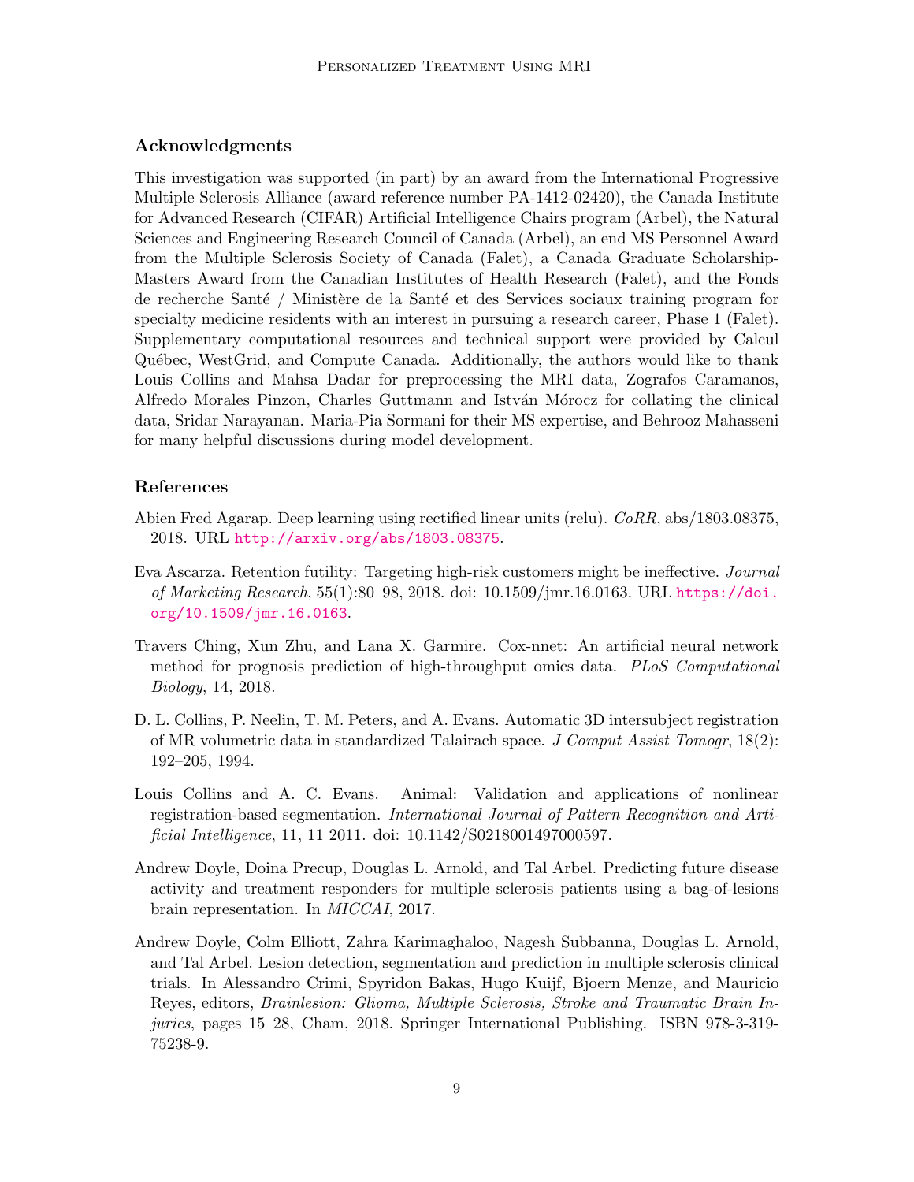## Acknowledgments

This investigation was supported (in part) by an award from the International Progressive Multiple Sclerosis Alliance (award reference number PA-1412-02420), the Canada Institute for Advanced Research (CIFAR) Artificial Intelligence Chairs program (Arbel), the Natural Sciences and Engineering Research Council of Canada (Arbel), an end MS Personnel Award from the Multiple Sclerosis Society of Canada (Falet), a Canada Graduate Scholarship-Masters Award from the Canadian Institutes of Health Research (Falet), and the Fonds de recherche Santé / Ministère de la Santé et des Services sociaux training program for specialty medicine residents with an interest in pursuing a research career, Phase 1 (Falet). Supplementary computational resources and technical support were provided by Calcul Québec, WestGrid, and Compute Canada. Additionally, the authors would like to thank Louis Collins and Mahsa Dadar for preprocessing the MRI data, Zografos Caramanos, Alfredo Morales Pinzon, Charles Guttmann and István Mórocz for collating the clinical data, Sridar Narayanan. Maria-Pia Sormani for their MS expertise, and Behrooz Mahasseni for many helpful discussions during model development.

## References

Abien Fred Agarap. Deep learning using rectified linear units (relu). *CoRR*, abs/1803.08375, 2018. URL http://arxiv.org/abs/1803.08375.

Eva Ascarza. Retention futility: Targeting high-risk customers might be ineffective. *Journal of Marketing Research*, 55(1):80–98, 2018. doi: 10.1509/jmr.16.0163. URL https://doi.org/10.1509/jmr.16.0163.

Travers Ching, Xun Zhu, and Lana X. Garmire. Cox-nnet: An artificial neural network method for prognosis prediction of high-throughput omics data. *PLoS Computational Biology*, 14, 2018.

D. L. Collins, P. Neelin, T. M. Peters, and A. Evans. Automatic 3D intersubject registration of MR volumetric data in standardized Talairach space. *J Comput Assist Tomogr*, 18(2): 192–205, 1994.

Louis Collins and A. C. Evans. Animal: Validation and applications of nonlinear registration-based segmentation. *International Journal of Pattern Recognition and Artificial Intelligence*, 11, 11 2011. doi: 10.1142/S0218001497000597.

Andrew Doyle, Doina Precup, Douglas L. Arnold, and Tal Arbel. Predicting future disease activity and treatment responders for multiple sclerosis patients using a bag-of-lesions brain representation. In *MICCAI*, 2017.

Andrew Doyle, Colm Elliott, Zahra Karimaghaloo, Nagesh Subbanna, Douglas L. Arnold, and Tal Arbel. Lesion detection, segmentation and prediction in multiple sclerosis clinical trials. In Alessandro Crimi, Spyridon Bakas, Hugo Kuijf, Bjoern Menze, and Mauricio Reyes, editors, *Brainlesion: Glioma, Multiple Sclerosis, Stroke and Traumatic Brain Injuries*, pages 15–28, Cham, 2018. Springer International Publishing. ISBN 978-3-319-75238-9.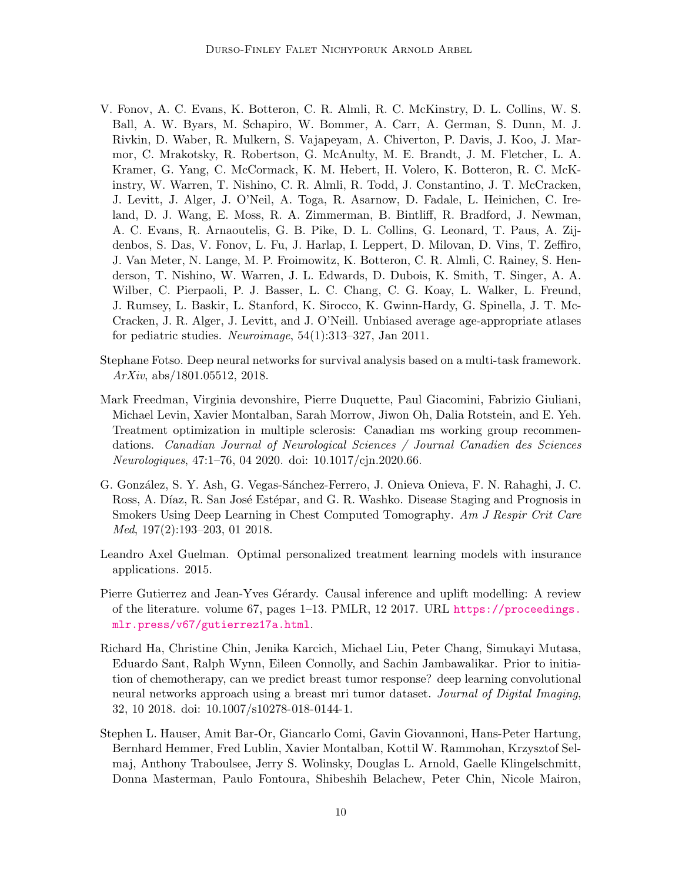V. Fonov, A. C. Evans, K. Botteron, C. R. Almli, R. C. McKinstry, D. L. Collins, W. S. Ball, A. W. Byars, M. Schapiro, W. Bommer, A. Carr, A. German, S. Dunn, M. J. Rivkin, D. Waber, R. Mulkern, S. Vajapeyam, A. Chiverton, P. Davis, J. Koo, J. Marmor, C. Mrakotsky, R. Robertson, G. McAnulty, M. E. Brandt, J. M. Fletcher, L. A. Kramer, G. Yang, C. McCormack, K. M. Hebert, H. Volero, K. Botteron, R. C. McKinstry, W. Warren, T. Nishino, C. R. Almli, R. Todd, J. Constantino, J. T. McCracken, J. Levitt, J. Alger, J. O'Neil, A. Toga, R. Asarnow, D. Fadale, L. Heinichen, C. Ireland, D. J. Wang, E. Moss, R. A. Zimmerman, B. Bintliff, R. Bradford, J. Newman, A. C. Evans, R. Arnaoutelis, G. B. Pike, D. L. Collins, G. Leonard, T. Paus, A. Zijdenbos, S. Das, V. Fonov, L. Fu, J. Harlap, I. Leppert, D. Milovan, D. Vins, T. Zeffiro, J. Van Meter, N. Lange, M. P. Froimowitz, K. Botteron, C. R. Almli, C. Rainey, S. Henderson, T. Nishino, W. Warren, J. L. Edwards, D. Dubois, K. Smith, T. Singer, A. A. Wilber, C. Pierpaoli, P. J. Basser, L. C. Chang, C. G. Koay, L. Walker, L. Freund, J. Rumsey, L. Baskir, L. Stanford, K. Sirocco, K. Gwinn-Hardy, G. Spinella, J. T. McCracken, J. R. Alger, J. Levitt, and J. O'Neill. Unbiased average age-appropriate atlases for pediatric studies. *Neuroimage*, 54(1):313–327, Jan 2011.

Stephane Fotso. Deep neural networks for survival analysis based on a multi-task framework. *ArXiv*, abs/1801.05512, 2018.

Mark Freedman, Virginia devonshire, Pierre Duquette, Paul Giacomini, Fabrizio Giuliani, Michael Levin, Xavier Montalban, Sarah Morrow, Jiwon Oh, Dalia Rotstein, and E. Yeh. Treatment optimization in multiple sclerosis: Canadian ms working group recommendations. *Canadian Journal of Neurological Sciences / Journal Canadien des Sciences Neurologiques*, 47:1–76, 04 2020. doi: 10.1017/cjn.2020.66.

G. González, S. Y. Ash, G. Vegas-Sánchez-Ferrero, J. Onieva Onieva, F. N. Rahaghi, J. C. Ross, A. Díaz, R. San José Estépar, and G. R. Washko. Disease Staging and Prognosis in Smokers Using Deep Learning in Chest Computed Tomography. *Am J Respir Crit Care Med*, 197(2):193–203, 01 2018.

Leandro Axel Guelman. Optimal personalized treatment learning models with insurance applications. 2015.

Pierre Gutierrez and Jean-Yves Gérardy. Causal inference and uplift modelling: A review of the literature. volume 67, pages 1–13. PMLR, 12 2017. URL https://proceedings.mlr.press/v67/gutierrez17a.html.

Richard Ha, Christine Chin, Jenika Karcich, Michael Liu, Peter Chang, Simukayi Mutasa, Eduardo Sant, Ralph Wynn, Eileen Connolly, and Sachin Jambawalikar. Prior to initiation of chemotherapy, can we predict breast tumor response? deep learning convolutional neural networks approach using a breast mri tumor dataset. *Journal of Digital Imaging*, 32, 10 2018. doi: 10.1007/s10278-018-0144-1.

Stephen L. Hauser, Amit Bar-Or, Giancarlo Comi, Gavin Giovannoni, Hans-Peter Hartung, Bernhard Hemmer, Fred Lublin, Xavier Montalban, Kottil W. Rammohan, Krzysztof Selmaj, Anthony Traboulsee, Jerry S. Wolinsky, Douglas L. Arnold, Gaelle Klingelschmitt, Donna Masterman, Paulo Fontoura, Shibeshih Belachew, Peter Chin, Nicole Mairon,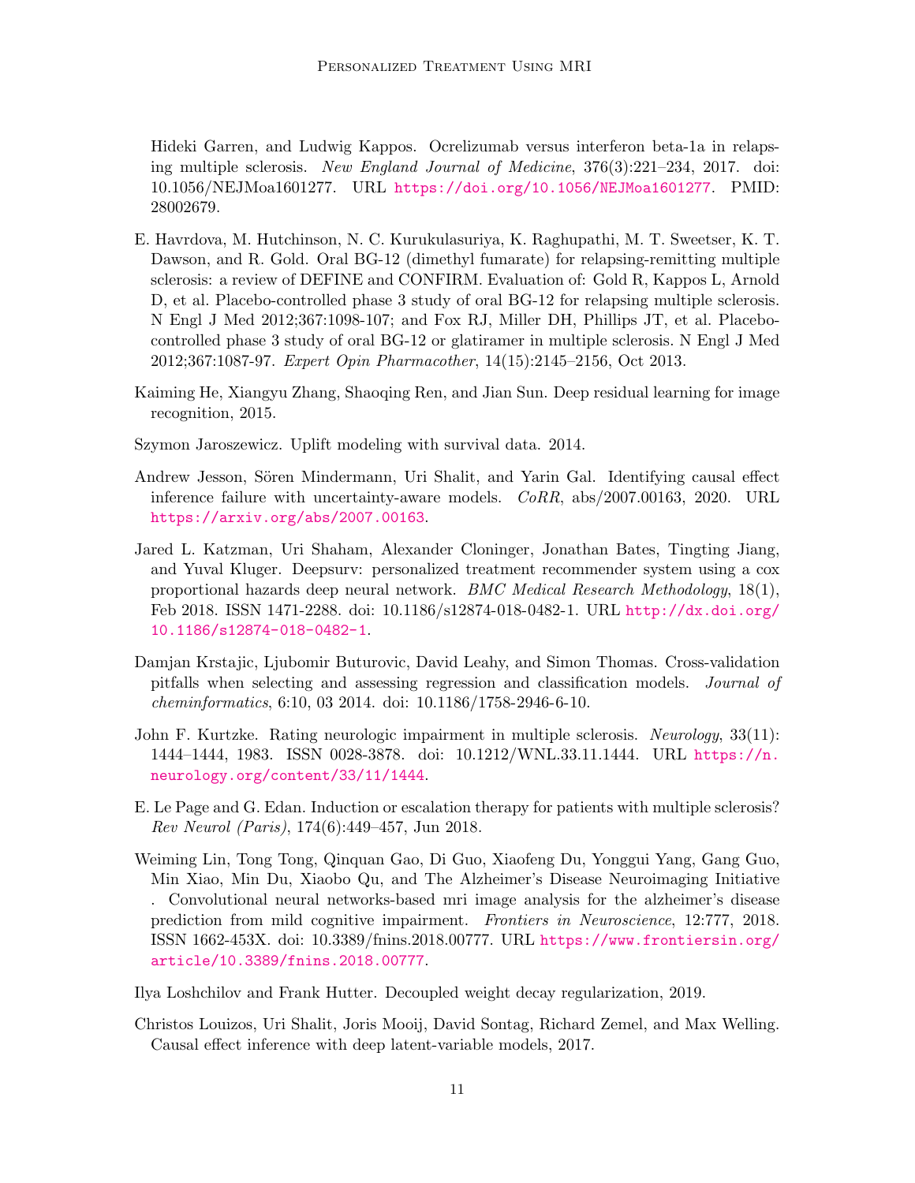Hideki Garren, and Ludwig Kappos. Ocrelizumab versus interferon beta-1a in relapsing multiple sclerosis. *New England Journal of Medicine*, 376(3):221–234, 2017. doi: 10.1056/NEJMoa1601277. URL https://doi.org/10.1056/NEJMoa1601277. PMID: 28002679.

E. Havrdova, M. Hutchinson, N. C. Kurukulasuriya, K. Raghupathi, M. T. Sweetser, K. T. Dawson, and R. Gold. Oral BG-12 (dimethyl fumarate) for relapsing-remitting multiple sclerosis: a review of DEFINE and CONFIRM. Evaluation of: Gold R, Kappos L, Arnold D, et al. Placebo-controlled phase 3 study of oral BG-12 for relapsing multiple sclerosis. N Engl J Med 2012;367:1098-107; and Fox RJ, Miller DH, Phillips JT, et al. Placebo-controlled phase 3 study of oral BG-12 or glatiramer in multiple sclerosis. N Engl J Med 2012;367:1087-97. *Expert Opin Pharmacother*, 14(15):2145–2156, Oct 2013.

Kaiming He, Xiangyu Zhang, Shaoqing Ren, and Jian Sun. Deep residual learning for image recognition, 2015.

Szymon Jaroszewicz. Uplift modeling with survival data. 2014.

Andrew Jesson, Sören Mindermann, Uri Shalit, and Yarin Gal. Identifying causal effect inference failure with uncertainty-aware models. *CoRR*, abs/2007.00163, 2020. URL https://arxiv.org/abs/2007.00163.

Jared L. Katzman, Uri Shaham, Alexander Cloninger, Jonathan Bates, Tingting Jiang, and Yuval Kluger. Deepsurv: personalized treatment recommender system using a cox proportional hazards deep neural network. *BMC Medical Research Methodology*, 18(1), Feb 2018. ISSN 1471-2288. doi: 10.1186/s12874-018-0482-1. URL http://dx.doi.org/10.1186/s12874-018-0482-1.

Damjan Krstajic, Ljubomir Buturovic, David Leahy, and Simon Thomas. Cross-validation pitfalls when selecting and assessing regression and classification models. *Journal of cheminformatics*, 6:10, 03 2014. doi: 10.1186/1758-2946-6-10.

John F. Kurtzke. Rating neurologic impairment in multiple sclerosis. *Neurology*, 33(11): 1444–1444, 1983. ISSN 0028-3878. doi: 10.1212/WNL.33.11.1444. URL https://n.neurology.org/content/33/11/1444.

E. Le Page and G. Edan. Induction or escalation therapy for patients with multiple sclerosis? *Rev Neurol (Paris)*, 174(6):449–457, Jun 2018.

Weiming Lin, Tong Tong, Qinquan Gao, Di Guo, Xiaofeng Du, Yonggui Yang, Gang Guo, Min Xiao, Min Du, Xiaobo Qu, and The Alzheimer's Disease Neuroimaging Initiative . Convolutional neural networks-based mri image analysis for the alzheimer's disease prediction from mild cognitive impairment. *Frontiers in Neuroscience*, 12:777, 2018. ISSN 1662-453X. doi: 10.3389/fnins.2018.00777. URL https://www.frontiersin.org/article/10.3389/fnins.2018.00777.

Ilya Loshchilov and Frank Hutter. Decoupled weight decay regularization, 2019.

Christos Louizos, Uri Shalit, Joris Mooij, David Sontag, Richard Zemel, and Max Welling. Causal effect inference with deep latent-variable models, 2017.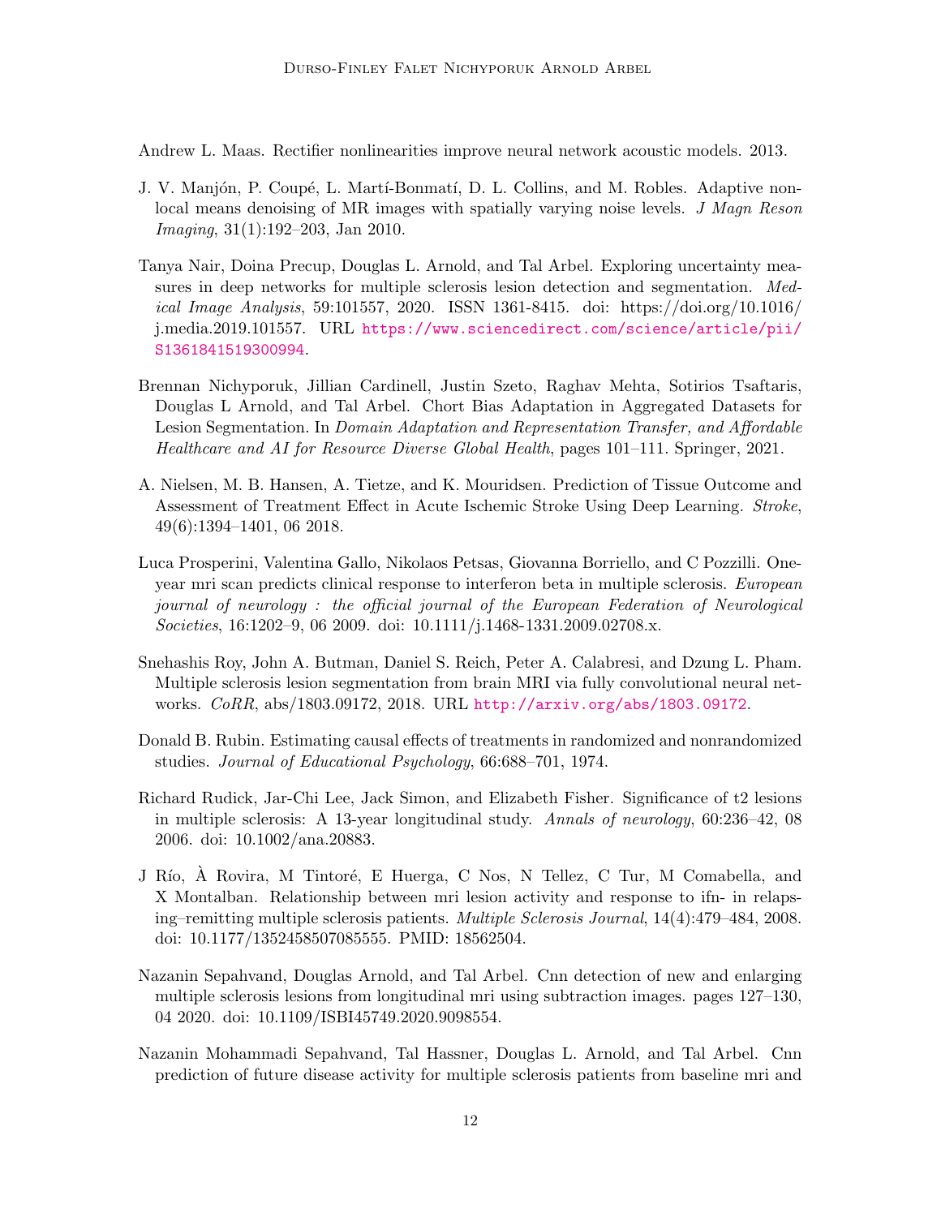Andrew L. Maas. Rectifier nonlinearities improve neural network acoustic models. 2013.

J. V. Manjón, P. Coupé, L. Martí-Bonmatí, D. L. Collins, and M. Robles. Adaptive non-local means denoising of MR images with spatially varying noise levels. *J Magn Reson Imaging*, 31(1):192–203, Jan 2010.

Tanya Nair, Doina Precup, Douglas L. Arnold, and Tal Arbel. Exploring uncertainty measures in deep networks for multiple sclerosis lesion detection and segmentation. *Medical Image Analysis*, 59:101557, 2020. ISSN 1361-8415. doi: https://doi.org/10.1016/j.media.2019.101557. URL https://www.sciencedirect.com/science/article/pii/S1361841519300994.

Brennan Nichyporuk, Jillian Cardinell, Justin Szeto, Raghav Mehta, Sotirios Tsaftaris, Douglas L Arnold, and Tal Arbel. Chort Bias Adaptation in Aggregated Datasets for Lesion Segmentation. In *Domain Adaptation and Representation Transfer, and Affordable Healthcare and AI for Resource Diverse Global Health*, pages 101–111. Springer, 2021.

A. Nielsen, M. B. Hansen, A. Tietze, and K. Mouridsen. Prediction of Tissue Outcome and Assessment of Treatment Effect in Acute Ischemic Stroke Using Deep Learning. *Stroke*, 49(6):1394–1401, 06 2018.

Luca Prosperini, Valentina Gallo, Nikolaos Petsas, Giovanna Borriello, and C Pozzilli. One-year mri scan predicts clinical response to interferon beta in multiple sclerosis. *European journal of neurology : the official journal of the European Federation of Neurological Societies*, 16:1202–9, 06 2009. doi: 10.1111/j.1468-1331.2009.02708.x.

Snehashis Roy, John A. Butman, Daniel S. Reich, Peter A. Calabresi, and Dzung L. Pham. Multiple sclerosis lesion segmentation from brain MRI via fully convolutional neural networks. *CoRR*, abs/1803.09172, 2018. URL http://arxiv.org/abs/1803.09172.

Donald B. Rubin. Estimating causal effects of treatments in randomized and nonrandomized studies. *Journal of Educational Psychology*, 66:688–701, 1974.

Richard Rudick, Jar-Chi Lee, Jack Simon, and Elizabeth Fisher. Significance of t2 lesions in multiple sclerosis: A 13-year longitudinal study. *Annals of neurology*, 60:236–42, 08 2006. doi: 10.1002/ana.20883.

J Río, À Rovira, M Tintoré, E Huerga, C Nos, N Tellez, C Tur, M Comabella, and X Montalban. Relationship between mri lesion activity and response to ifn- in relapsing–remitting multiple sclerosis patients. *Multiple Sclerosis Journal*, 14(4):479–484, 2008. doi: 10.1177/1352458507085555. PMID: 18562504.

Nazanin Sepahvand, Douglas Arnold, and Tal Arbel. Cnn detection of new and enlarging multiple sclerosis lesions from longitudinal mri using subtraction images. pages 127–130, 04 2020. doi: 10.1109/ISBI45749.2020.9098554.

Nazanin Mohammadi Sepahvand, Tal Hassner, Douglas L. Arnold, and Tal Arbel. Cnn prediction of future disease activity for multiple sclerosis patients from baseline mri and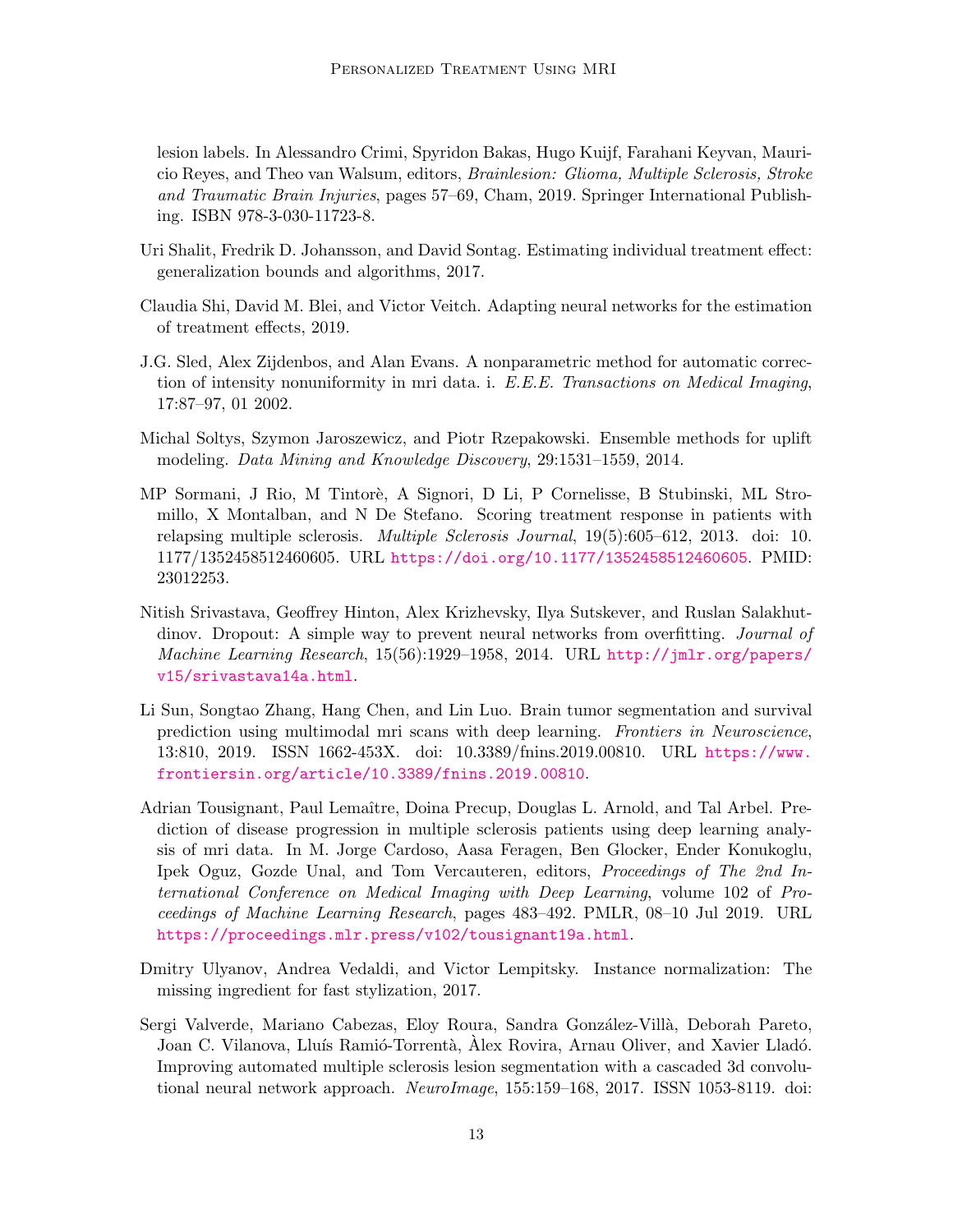lesion labels. In Alessandro Crimi, Spyridon Bakas, Hugo Kuijf, Farahani Keyvan, Mauricio Reyes, and Theo van Walsum, editors, *Brainlesion: Glioma, Multiple Sclerosis, Stroke and Traumatic Brain Injuries*, pages 57–69, Cham, 2019. Springer International Publishing. ISBN 978-3-030-11723-8.

Uri Shalit, Fredrik D. Johansson, and David Sontag. Estimating individual treatment effect: generalization bounds and algorithms, 2017.

Claudia Shi, David M. Blei, and Victor Veitch. Adapting neural networks for the estimation of treatment effects, 2019.

J.G. Sled, Alex Zijdenbos, and Alan Evans. A nonparametric method for automatic correction of intensity nonuniformity in mri data. i. *E.E.E. Transactions on Medical Imaging*, 17:87–97, 01 2002.

Michal Soltys, Szymon Jaroszewicz, and Piotr Rzepakowski. Ensemble methods for uplift modeling. *Data Mining and Knowledge Discovery*, 29:1531–1559, 2014.

MP Sormani, J Rio, M Tintorè, A Signori, D Li, P Cornelisse, B Stubinski, ML Stromillo, X Montalban, and N De Stefano. Scoring treatment response in patients with relapsing multiple sclerosis. *Multiple Sclerosis Journal*, 19(5):605–612, 2013. doi: 10.1177/1352458512460605. URL https://doi.org/10.1177/1352458512460605. PMID: 23012253.

Nitish Srivastava, Geoffrey Hinton, Alex Krizhevsky, Ilya Sutskever, and Ruslan Salakhutdinov. Dropout: A simple way to prevent neural networks from overfitting. *Journal of Machine Learning Research*, 15(56):1929–1958, 2014. URL http://jmlr.org/papers/v15/srivastava14a.html.

Li Sun, Songtao Zhang, Hang Chen, and Lin Luo. Brain tumor segmentation and survival prediction using multimodal mri scans with deep learning. *Frontiers in Neuroscience*, 13:810, 2019. ISSN 1662-453X. doi: 10.3389/fnins.2019.00810. URL https://www.frontiersin.org/article/10.3389/fnins.2019.00810.

Adrian Tousignant, Paul Lemaître, Doina Precup, Douglas L. Arnold, and Tal Arbel. Prediction of disease progression in multiple sclerosis patients using deep learning analysis of mri data. In M. Jorge Cardoso, Aasa Feragen, Ben Glocker, Ender Konukoglu, Ipek Oguz, Gozde Unal, and Tom Vercauteren, editors, *Proceedings of The 2nd International Conference on Medical Imaging with Deep Learning*, volume 102 of *Proceedings of Machine Learning Research*, pages 483–492. PMLR, 08–10 Jul 2019. URL https://proceedings.mlr.press/v102/tousignant19a.html.

Dmitry Ulyanov, Andrea Vedaldi, and Victor Lempitsky. Instance normalization: The missing ingredient for fast stylization, 2017.

Sergi Valverde, Mariano Cabezas, Eloy Roura, Sandra González-Villà, Deborah Pareto, Joan C. Vilanova, Lluís Ramió-Torrentà, Àlex Rovira, Arnau Oliver, and Xavier Lladó. Improving automated multiple sclerosis lesion segmentation with a cascaded 3d convolutional neural network approach. *NeuroImage*, 155:159–168, 2017. ISSN 1053-8119. doi: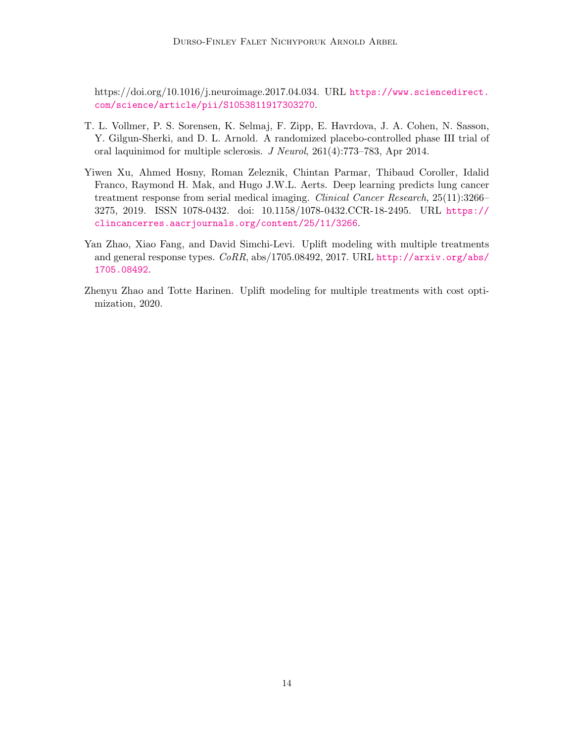https://doi.org/10.1016/j.neuroimage.2017.04.034. URL https://www.sciencedirect.com/science/article/pii/S1053811917303270.

T. L. Vollmer, P. S. Sorensen, K. Selmaj, F. Zipp, E. Havrdova, J. A. Cohen, N. Sasson, Y. Gilgun-Sherki, and D. L. Arnold. A randomized placebo-controlled phase III trial of oral laquinimod for multiple sclerosis. *J Neurol*, 261(4):773–783, Apr 2014.

Yiwen Xu, Ahmed Hosny, Roman Zeleznik, Chintan Parmar, Thibaud Coroller, Idalid Franco, Raymond H. Mak, and Hugo J.W.L. Aerts. Deep learning predicts lung cancer treatment response from serial medical imaging. *Clinical Cancer Research*, 25(11):3266–3275, 2019. ISSN 1078-0432. doi: 10.1158/1078-0432.CCR-18-2495. URL https://clincancerres.aacrjournals.org/content/25/11/3266.

Yan Zhao, Xiao Fang, and David Simchi-Levi. Uplift modeling with multiple treatments and general response types. *CoRR*, abs/1705.08492, 2017. URL http://arxiv.org/abs/1705.08492.

Zhenyu Zhao and Totte Harinen. Uplift modeling for multiple treatments with cost optimization, 2020.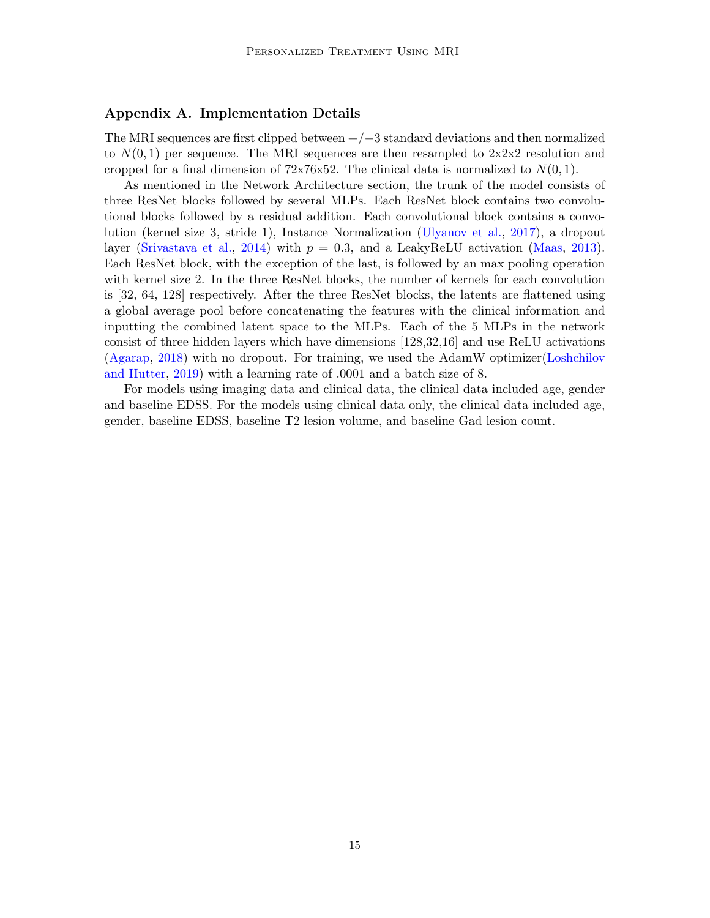## Appendix A. Implementation Details

The MRI sequences are first clipped between $+/-3$ standard deviations and then normalized to $N(0,1)$ per sequence. The MRI sequences are then resampled to 2x2x2 resolution and cropped for a final dimension of 72x76x52. The clinical data is normalized to $N(0,1)$.

As mentioned in the Network Architecture section, the trunk of the model consists of three ResNet blocks followed by several MLPs. Each ResNet block contains two convolutional blocks followed by a residual addition. Each convolutional block contains a convolution (kernel size 3, stride 1), Instance Normalization (Ulyanov et al., 2017), a dropout layer (Srivastava et al., 2014) with $p = 0.3$, and a LeakyReLU activation (Maas, 2013). Each ResNet block, with the exception of the last, is followed by an max pooling operation with kernel size 2. In the three ResNet blocks, the number of kernels for each convolution is [32, 64, 128] respectively. After the three ResNet blocks, the latents are flattened using a global average pool before concatenating the features with the clinical information and inputting the combined latent space to the MLPs. Each of the 5 MLPs in the network consist of three hidden layers which have dimensions [128,32,16] and use ReLU activations (Agarap, 2018) with no dropout. For training, we used the AdamW optimizer(Loshchilov and Hutter, 2019) with a learning rate of .0001 and a batch size of 8.

For models using imaging data and clinical data, the clinical data included age, gender and baseline EDSS. For the models using clinical data only, the clinical data included age, gender, baseline EDSS, baseline T2 lesion volume, and baseline Gad lesion count.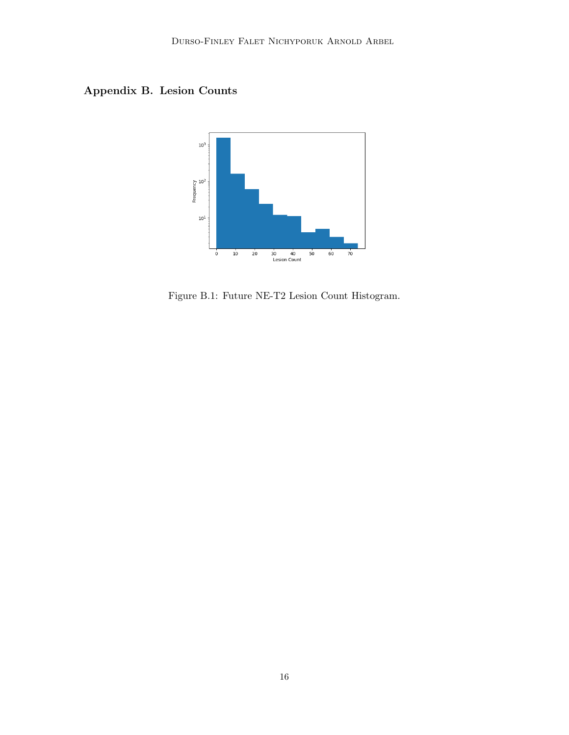## Appendix B. Lesion Counts

Figure B.1: Future NE-T2 Lesion Count Histogram.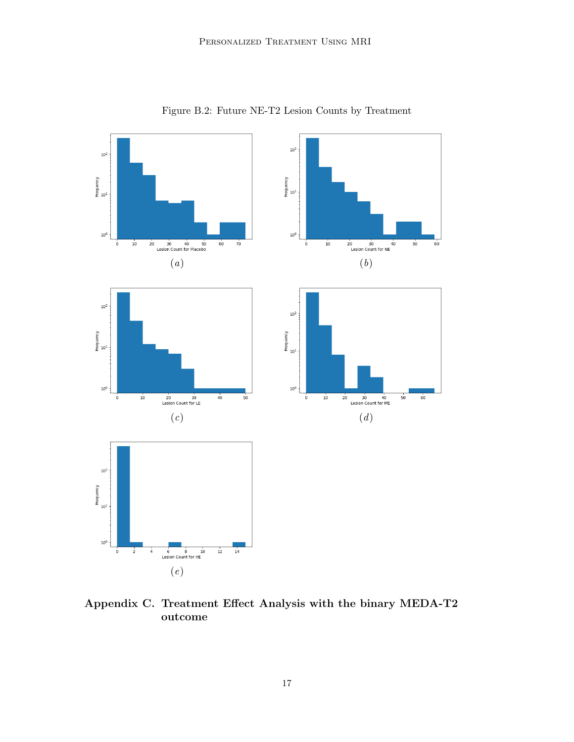Figure B.2: Future NE-T2 Lesion Counts by Treatment

(a)

(b)

(c)

(d)

(e)

## Appendix C. Treatment Effect Analysis with the binary MEDA-T2 outcome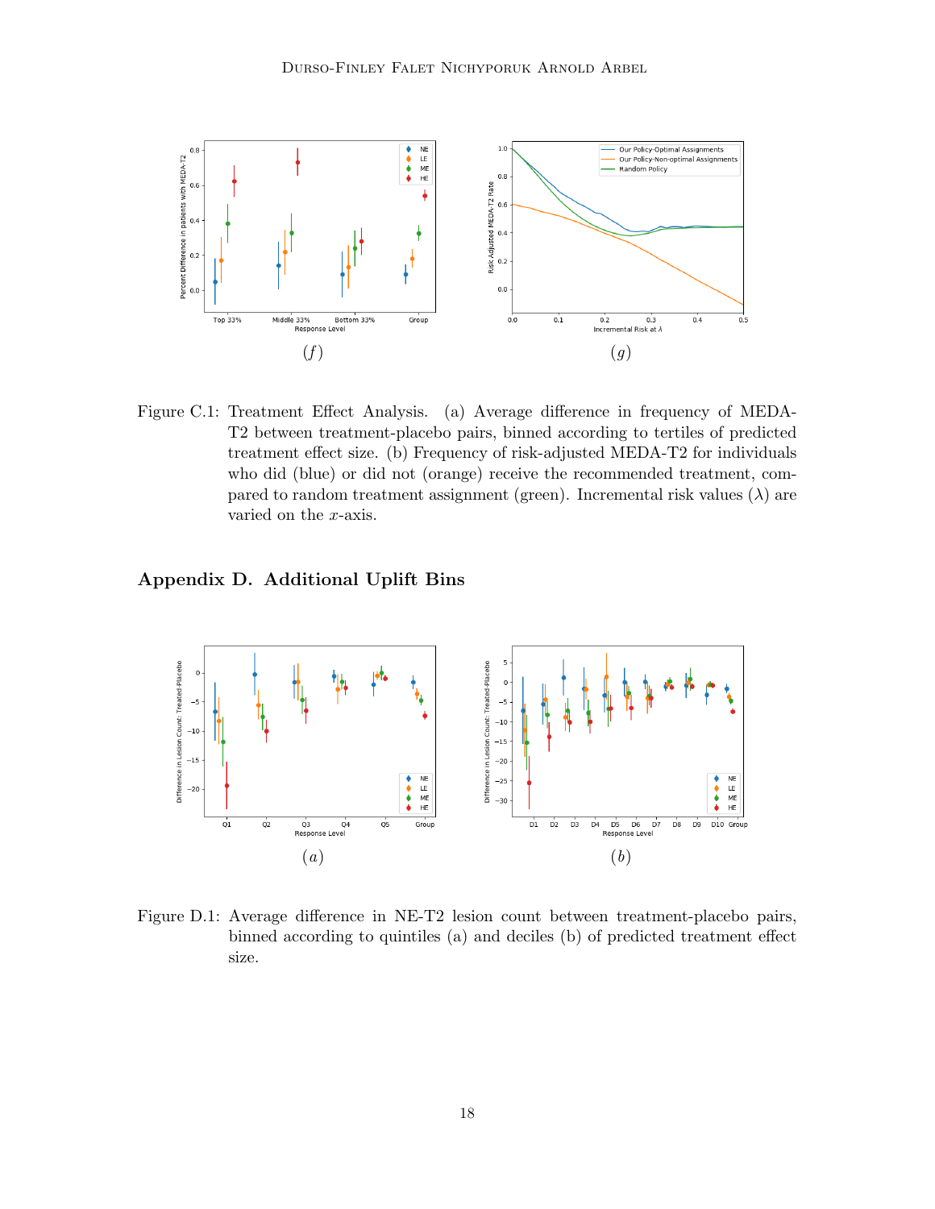Figure C.1: Treatment Effect Analysis. (a) Average difference in frequency of MEDA-T2 between treatment-placebo pairs, binned according to tertiles of predicted treatment effect size. (b) Frequency of risk-adjusted MEDA-T2 for individuals who did (blue) or did not (orange) receive the recommended treatment, compared to random treatment assignment (green). Incremental risk values ($\lambda$) are varied on the $x$-axis.

## Appendix D. Additional Uplift Bins

Figure D.1: Average difference in NE-T2 lesion count between treatment-placebo pairs, binned according to quintiles (a) and deciles (b) of predicted treatment effect size.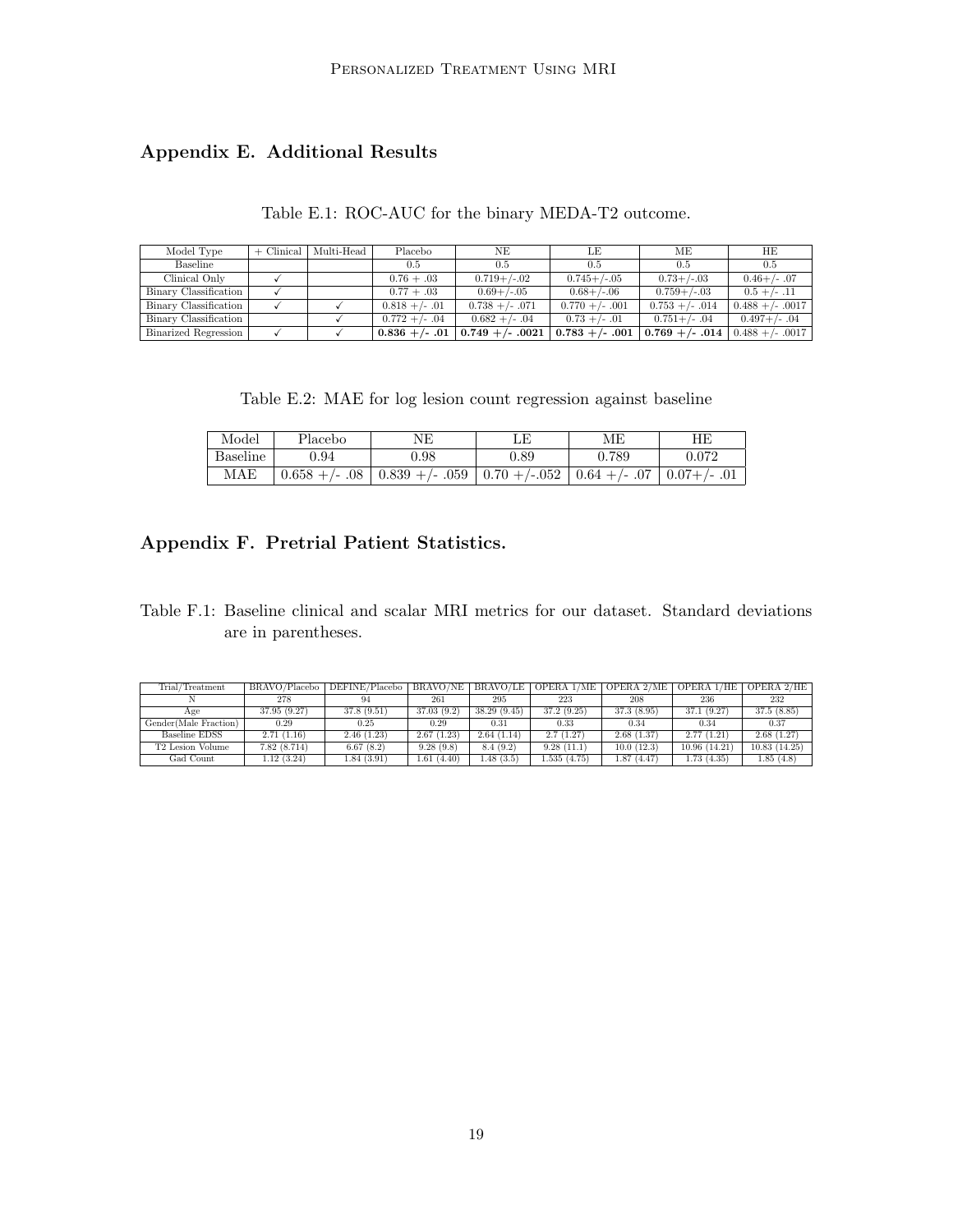## Appendix E. Additional Results

Table E.1: ROC-AUC for the binary MEDA-T2 outcome.

| Model Type | + Clinical | Multi-Head | Placebo | NE | LE | ME | HE |
|---|---|---|---|---|---|---|---|
| Baseline | | | 0.5 | 0.5 | 0.5 | 0.5 | 0.5 |
| Clinical Only | ✓ | | 0.76 + .03 | 0.719+/-.02 | 0.745+/-.05 | 0.73+/-.03 | 0.46+/- .07 |
| Binary Classification | ✓ | | 0.77 + .03 | 0.69+/-.05 | 0.68+/-.06 | 0.759+/-.03 | 0.5 +/- .11 |
| Binary Classification | ✓ | ✓ | 0.818 +/- .01 | 0.738 +/- .071 | 0.770 +/- .001 | 0.753 +/- .014 | 0.488 +/- .0017 |
| Binary Classification | | ✓ | 0.772 +/- .04 | 0.682 +/- .04 | 0.73 +/- .01 | 0.751+/- .04 | 0.497+/- .04 |
| Binarized Regression | ✓ | ✓ | **0.836 +/- .01** | **0.749 +/- .0021** | **0.783 +/- .001** | **0.769 +/- .014** | 0.488 +/- .0017 |

Table E.2: MAE for log lesion count regression against baseline

| Model | Placebo | NE | LE | ME | HE |
|---|---|---|---|---|---|
| Baseline | 0.94 | 0.98 | 0.89 | 0.789 | 0.072 |
| MAE | 0.658 +/- .08 | 0.839 +/- .059 | 0.70 +/-.052 | 0.64 +/- .07 | 0.07+/- .01 |

## Appendix F. Pretrial Patient Statistics.

Table F.1: Baseline clinical and scalar MRI metrics for our dataset. Standard deviations are in parentheses.

| Trial/Treatment | BRAVO/Placebo | DEFINE/Placebo | BRAVO/NE | BRAVO/LE | OPERA 1/ME | OPERA 2/ME | OPERA 1/HE | OPERA 2/HE |
|---|---|---|---|---|---|---|---|---|
| N | 278 | 94 | 261 | 295 | 223 | 208 | 236 | 232 |
| Age | 37.95 (9.27) | 37.8 (9.51) | 37.03 (9.2) | 38.29 (9.45) | 37.2 (9.25) | 37.3 (8.95) | 37.1 (9.27) | 37.5 (8.85) |
| Gender(Male Fraction) | 0.29 | 0.25 | 0.29 | 0.31 | 0.33 | 0.34 | 0.34 | 0.37 |
| Baseline EDSS | 2.71 (1.16) | 2.46 (1.23) | 2.67 (1.23) | 2.64 (1.14) | 2.7 (1.27) | 2.68 (1.37) | 2.77 (1.21) | 2.68 (1.27) |
| T2 Lesion Volume | 7.82 (8.714) | 6.67 (8.2) | 9.28 (9.8) | 8.4 (9.2) | 9.28 (11.1) | 10.0 (12.3) | 10.96 (14.21) | 10.83 (14.25) |
| Gad Count | 1.12 (3.24) | 1.84 (3.91) | 1.61 (4.40) | 1.48 (3.5) | 1.535 (4.75) | 1.87 (4.47) | 1.73 (4.35) | 1.85 (4.8) |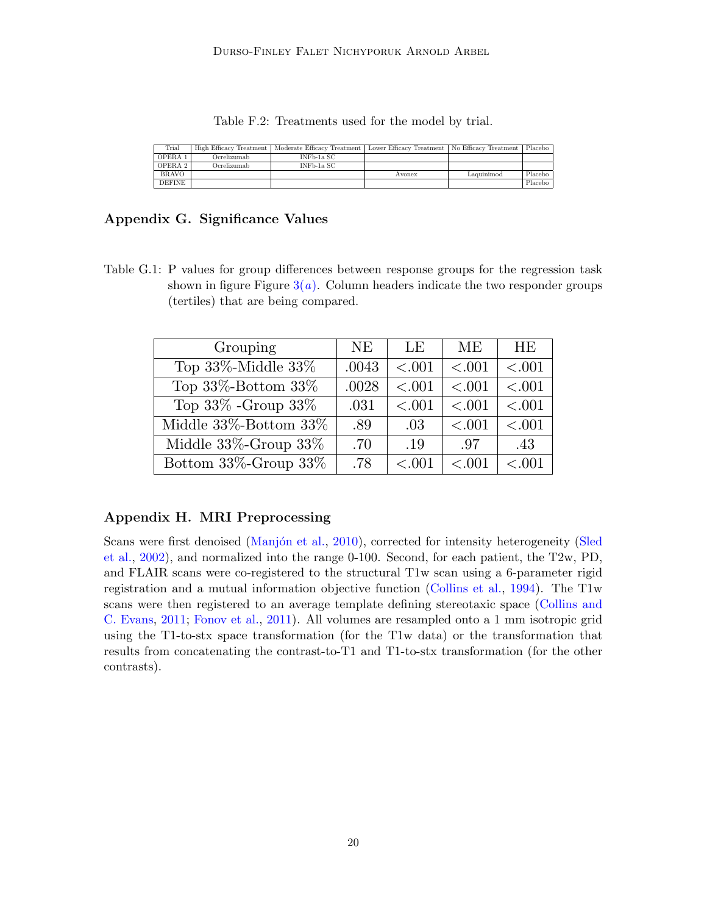Table F.2: Treatments used for the model by trial.

| Trial | High Efficacy Treatment | Moderate Efficacy Treatment | Lower Efficacy Treatment | No Efficacy Treatment | Placebo |
|---|---|---|---|---|---|
| OPERA 1 | Ocrelizumab | INFb-1a SC | | | |
| OPERA 2 | Ocrelizumab | INFb-1a SC | | | |
| BRAVO | | | Avonex | Laquinimod | Placebo |
| DEFINE | | | | | Placebo |

## Appendix G. Significance Values

Table G.1: P values for group differences between response groups for the regression task shown in figure Figure 3(*a*). Column headers indicate the two responder groups (tertiles) that are being compared.

| Grouping | NE | LE | ME | HE |
|---|---|---|---|---|
| Top 33%-Middle 33% | .0043 | <.001 | <.001 | <.001 |
| Top 33%-Bottom 33% | .0028 | <.001 | <.001 | <.001 |
| Top 33% -Group 33% | .031 | <.001 | <.001 | <.001 |
| Middle 33%-Bottom 33% | .89 | .03 | <.001 | <.001 |
| Middle 33%-Group 33% | .70 | .19 | .97 | .43 |
| Bottom 33%-Group 33% | .78 | <.001 | <.001 | <.001 |

## Appendix H. MRI Preprocessing

Scans were first denoised (Manjón et al., 2010), corrected for intensity heterogeneity (Sled et al., 2002), and normalized into the range 0-100. Second, for each patient, the T2w, PD, and FLAIR scans were co-registered to the structural T1w scan using a 6-parameter rigid registration and a mutual information objective function (Collins et al., 1994). The T1w scans were then registered to an average template defining stereotaxic space (Collins and C. Evans, 2011; Fonov et al., 2011). All volumes are resampled onto a 1 mm isotropic grid using the T1-to-stx space transformation (for the T1w data) or the transformation that results from concatenating the contrast-to-T1 and T1-to-stx transformation (for the other contrasts).